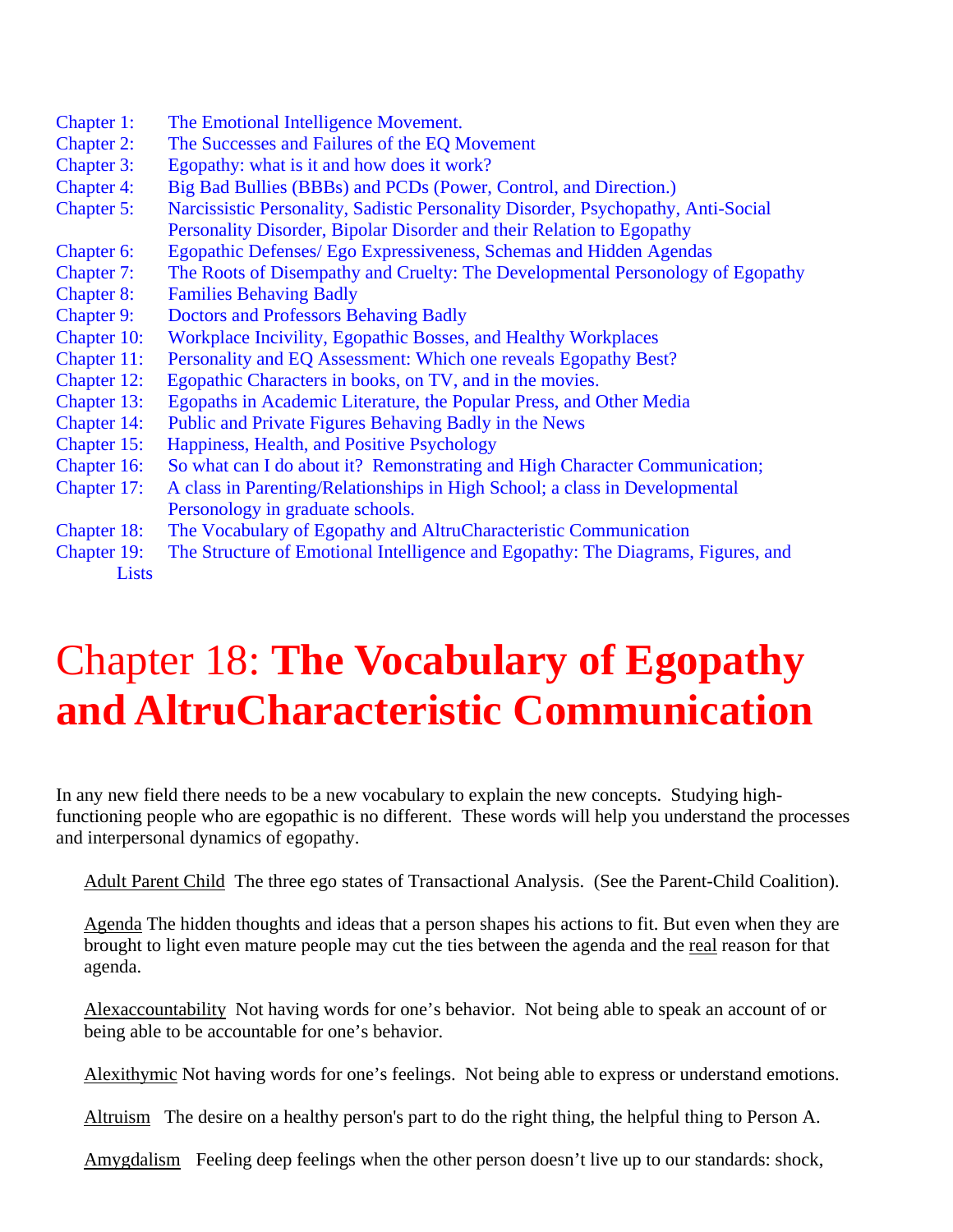Chapter 1: The Emotional Intelligence Movement.
Chapter 2: The Successes and Failures of the EQ Movement
Chapter 3: Egopathy: what is it and how does it work?
Chapter 4: Big Bad Bullies (BBBs) and PCDs (Power, Control, and Direction.)
Chapter 5: Narcissistic Personality, Sadistic Personality Disorder, Psychopathy, Anti-Social Personality Disorder, Bipolar Disorder and their Relation to Egopathy
Chapter 6: Egopathic Defenses/ Ego Expressiveness, Schemas and Hidden Agendas
Chapter 7: The Roots of Disempathy and Cruelty: The Developmental Personology of Egopathy
Chapter 8: Families Behaving Badly
Chapter 9: Doctors and Professors Behaving Badly
Chapter 10: Workplace Incivility, Egopathic Bosses, and Healthy Workplaces
Chapter 11: Personality and EQ Assessment: Which one reveals Egopathy Best?
Chapter 12: Egopathic Characters in books, on TV, and in the movies.
Chapter 13: Egopaths in Academic Literature, the Popular Press, and Other Media
Chapter 14: Public and Private Figures Behaving Badly in the News
Chapter 15: Happiness, Health, and Positive Psychology
Chapter 16: So what can I do about it? Remonstrating and High Character Communication;
Chapter 17: A class in Parenting/Relationships in High School; a class in Developmental Personology in graduate schools.
Chapter 18: The Vocabulary of Egopathy and AltruCharacteristic Communication
Chapter 19: The Structure of Emotional Intelligence and Egopathy: The Diagrams, Figures, and Lists

# Chapter 18: **The Vocabulary of Egopathy and AltruCharacteristic Communication**

In any new field there needs to be a new vocabulary to explain the new concepts. Studying high-functioning people who are egopathic is no different. These words will help you understand the processes and interpersonal dynamics of egopathy.

Adult Parent Child The three ego states of Transactional Analysis. (See the Parent-Child Coalition).

Agenda The hidden thoughts and ideas that a person shapes his actions to fit. But even when they are brought to light even mature people may cut the ties between the agenda and the real reason for that agenda.

Alexaccountability Not having words for one's behavior. Not being able to speak an account of or being able to be accountable for one's behavior.

Alexithymic Not having words for one's feelings. Not being able to express or understand emotions.

Altruism The desire on a healthy person's part to do the right thing, the helpful thing to Person A.

Amygdalism Feeling deep feelings when the other person doesn't live up to our standards: shock,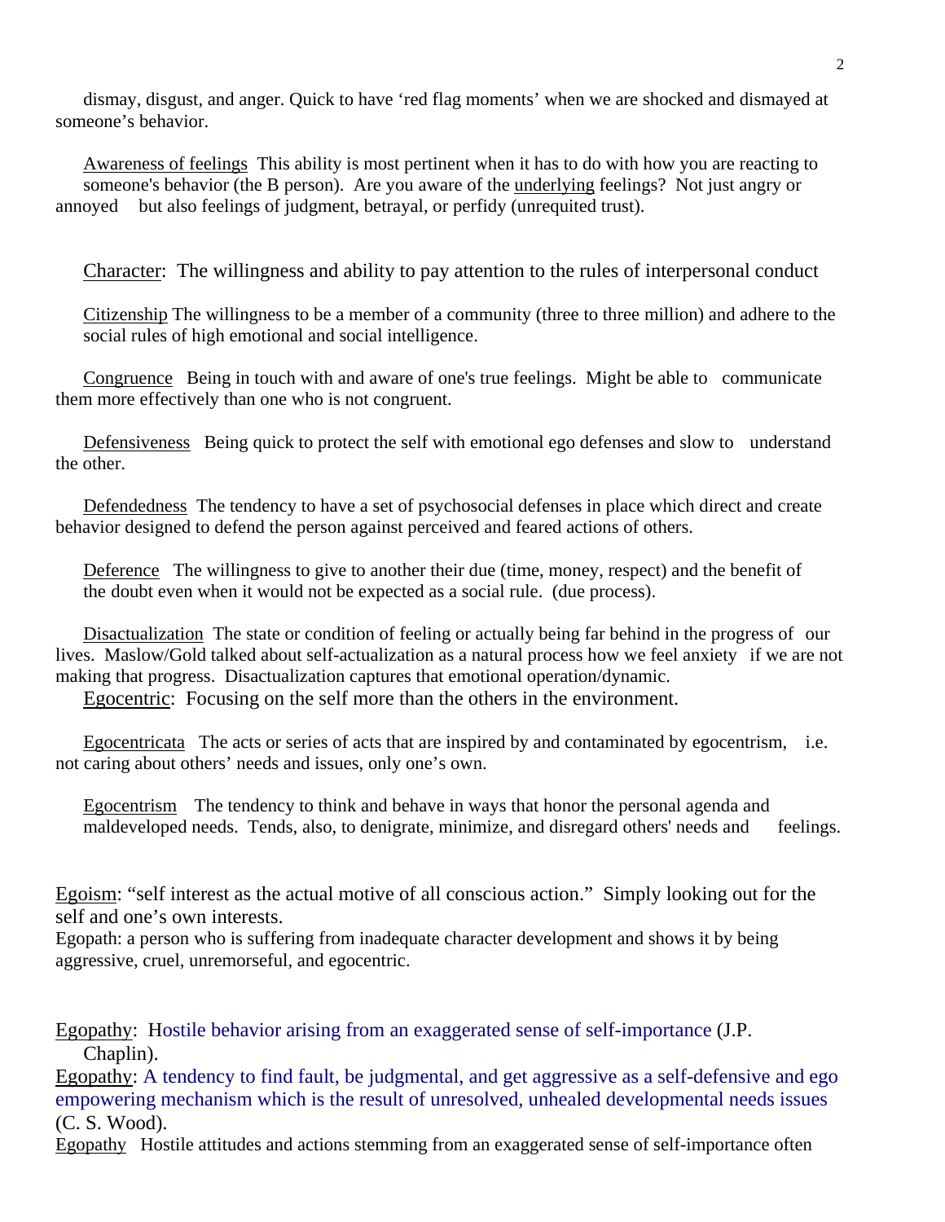dismay, disgust, and anger. Quick to have 'red flag moments' when we are shocked and dismayed at someone's behavior.

Awareness of feelings This ability is most pertinent when it has to do with how you are reacting to someone's behavior (the B person). Are you aware of the underlying feelings? Not just angry or annoyed but also feelings of judgment, betrayal, or perfidy (unrequited trust).

Character: The willingness and ability to pay attention to the rules of interpersonal conduct

Citizenship The willingness to be a member of a community (three to three million) and adhere to the social rules of high emotional and social intelligence.

Congruence Being in touch with and aware of one's true feelings. Might be able to communicate them more effectively than one who is not congruent.

Defensiveness Being quick to protect the self with emotional ego defenses and slow to understand the other.

Defendedness The tendency to have a set of psychosocial defenses in place which direct and create behavior designed to defend the person against perceived and feared actions of others.

Deference The willingness to give to another their due (time, money, respect) and the benefit of the doubt even when it would not be expected as a social rule. (due process).

Disactualization The state or condition of feeling or actually being far behind in the progress of our lives. Maslow/Gold talked about self-actualization as a natural process how we feel anxiety if we are not making that progress. Disactualization captures that emotional operation/dynamic.

Egocentric: Focusing on the self more than the others in the environment.

Egocentricata The acts or series of acts that are inspired by and contaminated by egocentrism, i.e. not caring about others' needs and issues, only one's own.

Egocentrism The tendency to think and behave in ways that honor the personal agenda and maldeveloped needs. Tends, also, to denigrate, minimize, and disregard others' needs and feelings.

Egoism: "self interest as the actual motive of all conscious action." Simply looking out for the self and one's own interests.

Egopath: a person who is suffering from inadequate character development and shows it by being aggressive, cruel, unremorseful, and egocentric.

Egopathy: Hostile behavior arising from an exaggerated sense of self-importance (J.P. Chaplin).

Egopathy: A tendency to find fault, be judgmental, and get aggressive as a self-defensive and ego empowering mechanism which is the result of unresolved, unhealed developmental needs issues (C. S. Wood).

Egopathy Hostile attitudes and actions stemming from an exaggerated sense of self-importance often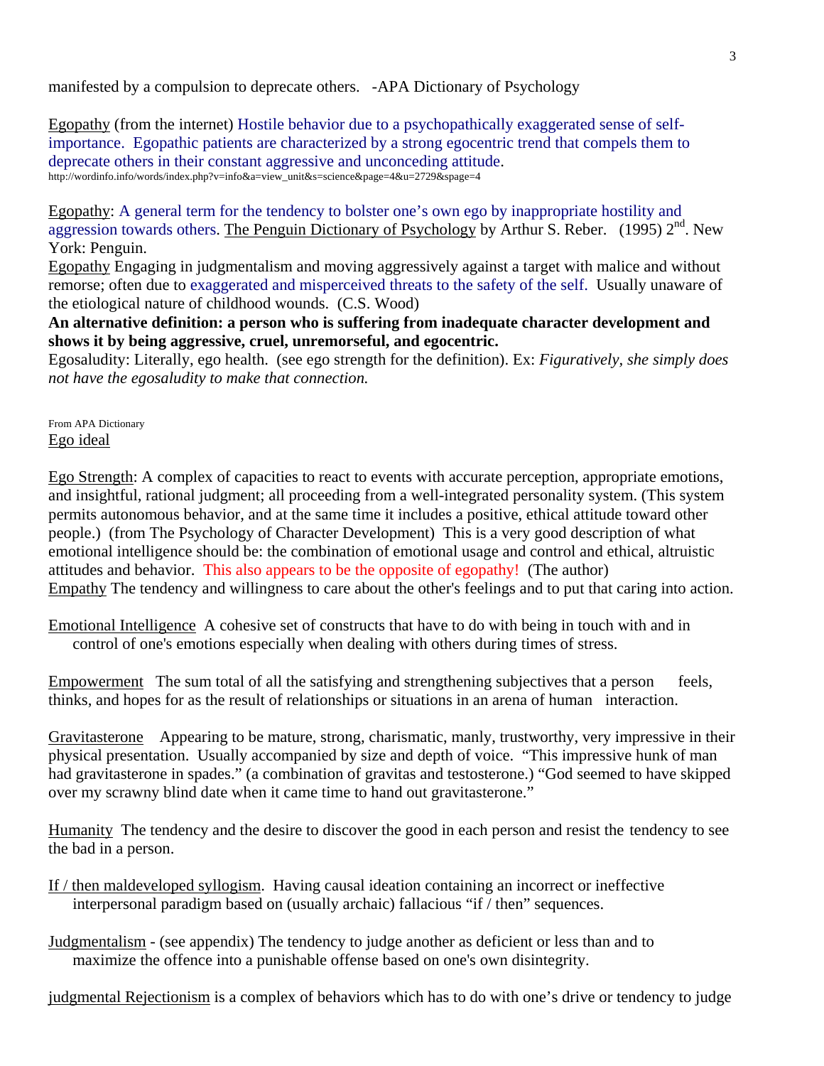manifested by a compulsion to deprecate others. -APA Dictionary of Psychology

Egopathy (from the internet) Hostile behavior due to a psychopathically exaggerated sense of self-importance. Egopathic patients are characterized by a strong egocentric trend that compels them to deprecate others in their constant aggressive and unconceding attitude.
http://wordinfo.info/words/index.php?v=info&a=view_unit&s=science&page=4&u=2729&spage=4

Egopathy: A general term for the tendency to bolster one's own ego by inappropriate hostility and aggression towards others. The Penguin Dictionary of Psychology by Arthur S. Reber. (1995) 2nd. New York: Penguin.

Egopathy Engaging in judgmentalism and moving aggressively against a target with malice and without remorse; often due to exaggerated and misperceived threats to the safety of the self. Usually unaware of the etiological nature of childhood wounds. (C.S. Wood)

**An alternative definition: a person who is suffering from inadequate character development and shows it by being aggressive, cruel, unremorseful, and egocentric.**

Egosaludity: Literally, ego health. (see ego strength for the definition). Ex: *Figuratively, she simply does not have the egosaludity to make that connection.*

From APA Dictionary
Ego ideal

Ego Strength: A complex of capacities to react to events with accurate perception, appropriate emotions, and insightful, rational judgment; all proceeding from a well-integrated personality system. (This system permits autonomous behavior, and at the same time it includes a positive, ethical attitude toward other people.) (from The Psychology of Character Development) This is a very good description of what emotional intelligence should be: the combination of emotional usage and control and ethical, altruistic attitudes and behavior. This also appears to be the opposite of egopathy! (The author)

Empathy The tendency and willingness to care about the other's feelings and to put that caring into action.

Emotional Intelligence A cohesive set of constructs that have to do with being in touch with and in control of one's emotions especially when dealing with others during times of stress.

Empowerment The sum total of all the satisfying and strengthening subjectives that a person feels, thinks, and hopes for as the result of relationships or situations in an arena of human interaction.

Gravitasterone Appearing to be mature, strong, charismatic, manly, trustworthy, very impressive in their physical presentation. Usually accompanied by size and depth of voice. "This impressive hunk of man had gravitasterone in spades." (a combination of gravitas and testosterone.) "God seemed to have skipped over my scrawny blind date when it came time to hand out gravitasterone."

Humanity The tendency and the desire to discover the good in each person and resist the tendency to see the bad in a person.

If / then maldeveloped syllogism. Having causal ideation containing an incorrect or ineffective interpersonal paradigm based on (usually archaic) fallacious "if / then" sequences.

Judgmentalism - (see appendix) The tendency to judge another as deficient or less than and to maximize the offence into a punishable offense based on one's own disintegrity.

judgmental Rejectionism is a complex of behaviors which has to do with one's drive or tendency to judge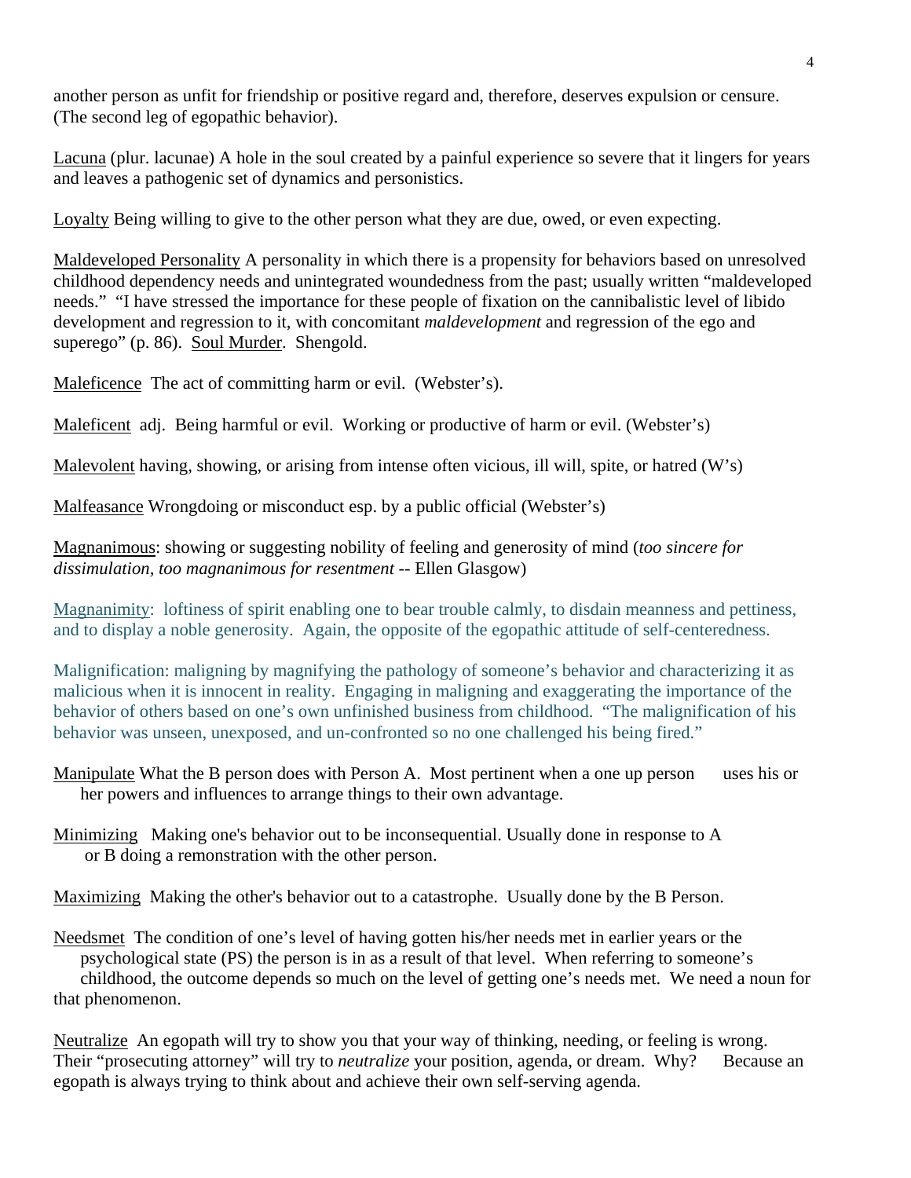another person as unfit for friendship or positive regard and, therefore, deserves expulsion or censure. (The second leg of egopathic behavior).

Lacuna (plur. lacunae) A hole in the soul created by a painful experience so severe that it lingers for years and leaves a pathogenic set of dynamics and personistics.

Loyalty Being willing to give to the other person what they are due, owed, or even expecting.

Maldeveloped Personality A personality in which there is a propensity for behaviors based on unresolved childhood dependency needs and unintegrated woundedness from the past; usually written "maldeveloped needs." "I have stressed the importance for these people of fixation on the cannibalistic level of libido development and regression to it, with concomitant *maldevelopment* and regression of the ego and superego" (p. 86). Soul Murder. Shengold.

Maleficence The act of committing harm or evil. (Webster's).

Maleficent adj. Being harmful or evil. Working or productive of harm or evil. (Webster's)

Malevolent having, showing, or arising from intense often vicious, ill will, spite, or hatred (W's)

Malfeasance Wrongdoing or misconduct esp. by a public official (Webster's)

Magnanimous: showing or suggesting nobility of feeling and generosity of mind (*too sincere for dissimulation, too magnanimous for resentment* -- Ellen Glasgow)

Magnanimity: loftiness of spirit enabling one to bear trouble calmly, to disdain meanness and pettiness, and to display a noble generosity. Again, the opposite of the egopathic attitude of self-centeredness.

Malignification: maligning by magnifying the pathology of someone's behavior and characterizing it as malicious when it is innocent in reality. Engaging in maligning and exaggerating the importance of the behavior of others based on one's own unfinished business from childhood. "The malignification of his behavior was unseen, unexposed, and un-confronted so no one challenged his being fired."

Manipulate What the B person does with Person A. Most pertinent when a one up person uses his or her powers and influences to arrange things to their own advantage.

Minimizing Making one's behavior out to be inconsequential. Usually done in response to A or B doing a remonstration with the other person.

Maximizing Making the other's behavior out to a catastrophe. Usually done by the B Person.

Needsmet The condition of one's level of having gotten his/her needs met in earlier years or the psychological state (PS) the person is in as a result of that level. When referring to someone's childhood, the outcome depends so much on the level of getting one's needs met. We need a noun for that phenomenon.

Neutralize An egopath will try to show you that your way of thinking, needing, or feeling is wrong. Their "prosecuting attorney" will try to *neutralize* your position, agenda, or dream. Why? Because an egopath is always trying to think about and achieve their own self-serving agenda.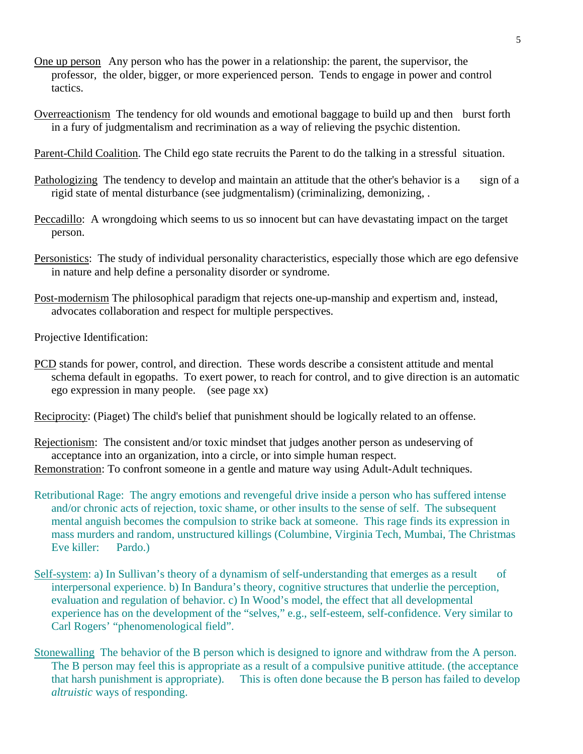<u>One up person</u> Any person who has the power in a relationship: the parent, the supervisor, the professor, the older, bigger, or more experienced person. Tends to engage in power and control tactics.

<u>Overreactionism</u> The tendency for old wounds and emotional baggage to build up and then burst forth in a fury of judgmentalism and recrimination as a way of relieving the psychic distention.

<u>Parent-Child Coalition</u>. The Child ego state recruits the Parent to do the talking in a stressful situation.

<u>Pathologizing</u> The tendency to develop and maintain an attitude that the other's behavior is a sign of a rigid state of mental disturbance (see judgmentalism) (criminalizing, demonizing, .

<u>Peccadillo</u>: A wrongdoing which seems to us so innocent but can have devastating impact on the target person.

<u>Personistics</u>: The study of individual personality characteristics, especially those which are ego defensive in nature and help define a personality disorder or syndrome.

<u>Post-modernism</u> The philosophical paradigm that rejects one-up-manship and expertism and, instead, advocates collaboration and respect for multiple perspectives.

Projective Identification:

<u>PCD</u> stands for power, control, and direction. These words describe a consistent attitude and mental schema default in egopaths. To exert power, to reach for control, and to give direction is an automatic ego expression in many people. (see page xx)

<u>Reciprocity</u>: (Piaget) The child's belief that punishment should be logically related to an offense.

<u>Rejectionism</u>: The consistent and/or toxic mindset that judges another person as undeserving of acceptance into an organization, into a circle, or into simple human respect.

<u>Remonstration</u>: To confront someone in a gentle and mature way using Adult-Adult techniques.

Retributional Rage: The angry emotions and revengeful drive inside a person who has suffered intense and/or chronic acts of rejection, toxic shame, or other insults to the sense of self. The subsequent mental anguish becomes the compulsion to strike back at someone. This rage finds its expression in mass murders and random, unstructured killings (Columbine, Virginia Tech, Mumbai, The Christmas Eve killer: Pardo.)

<u>Self-system</u>: a) In Sullivan's theory of a dynamism of self-understanding that emerges as a result of interpersonal experience. b) In Bandura's theory, cognitive structures that underlie the perception, evaluation and regulation of behavior. c) In Wood's model, the effect that all developmental experience has on the development of the "selves," e.g., self-esteem, self-confidence. Very similar to Carl Rogers' "phenomenological field".

<u>Stonewalling</u> The behavior of the B person which is designed to ignore and withdraw from the A person. The B person may feel this is appropriate as a result of a compulsive punitive attitude. (the acceptance that harsh punishment is appropriate). This is often done because the B person has failed to develop *altruistic* ways of responding.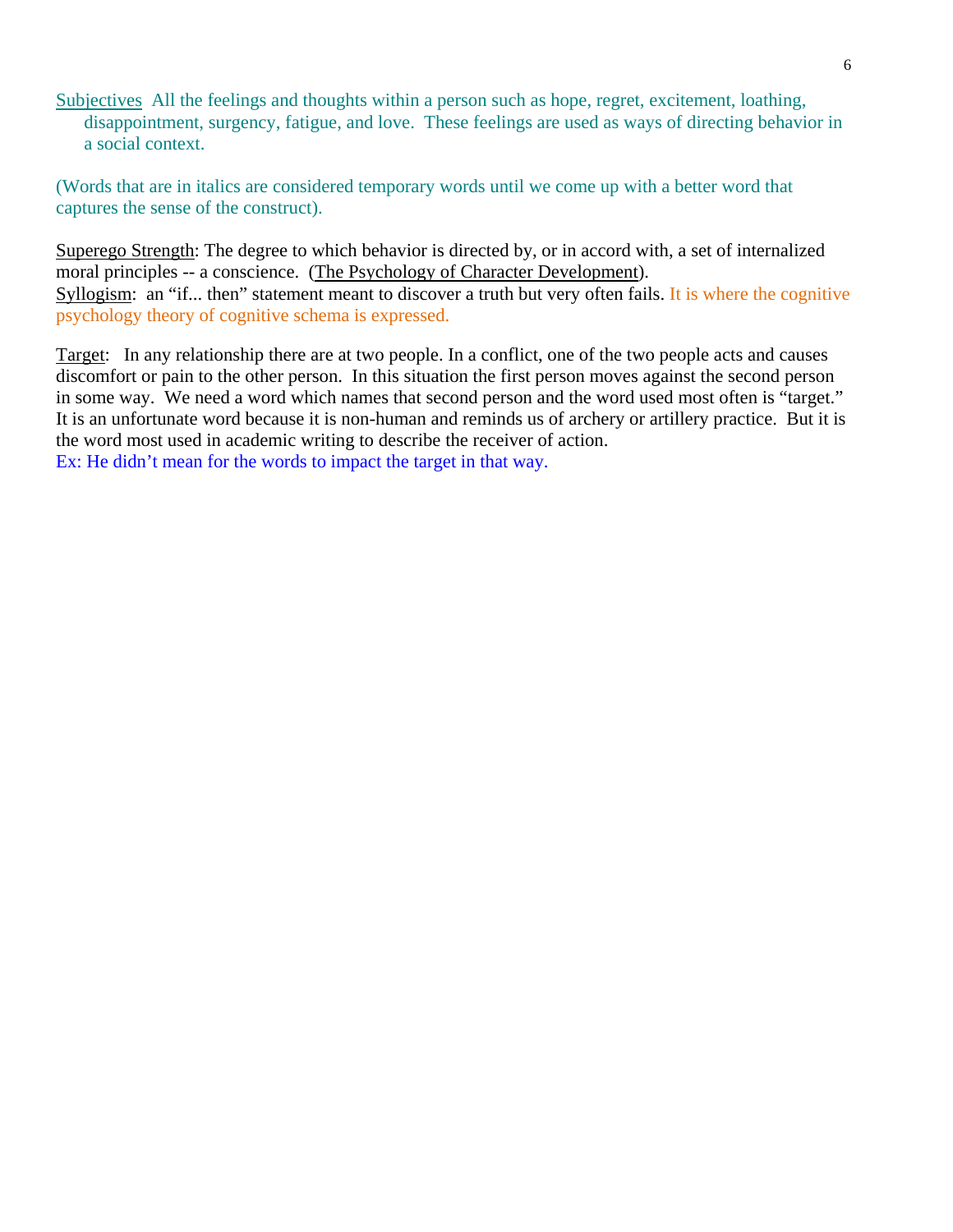Subjectives All the feelings and thoughts within a person such as hope, regret, excitement, loathing, disappointment, surgency, fatigue, and love. These feelings are used as ways of directing behavior in a social context.

(Words that are in italics are considered temporary words until we come up with a better word that captures the sense of the construct).

Superego Strength: The degree to which behavior is directed by, or in accord with, a set of internalized moral principles -- a conscience. (The Psychology of Character Development).
Syllogism: an "if... then" statement meant to discover a truth but very often fails. It is where the cognitive psychology theory of cognitive schema is expressed.

Target: In any relationship there are at two people. In a conflict, one of the two people acts and causes discomfort or pain to the other person. In this situation the first person moves against the second person in some way. We need a word which names that second person and the word used most often is "target." It is an unfortunate word because it is non-human and reminds us of archery or artillery practice. But it is the word most used in academic writing to describe the receiver of action.
Ex: He didn't mean for the words to impact the target in that way.